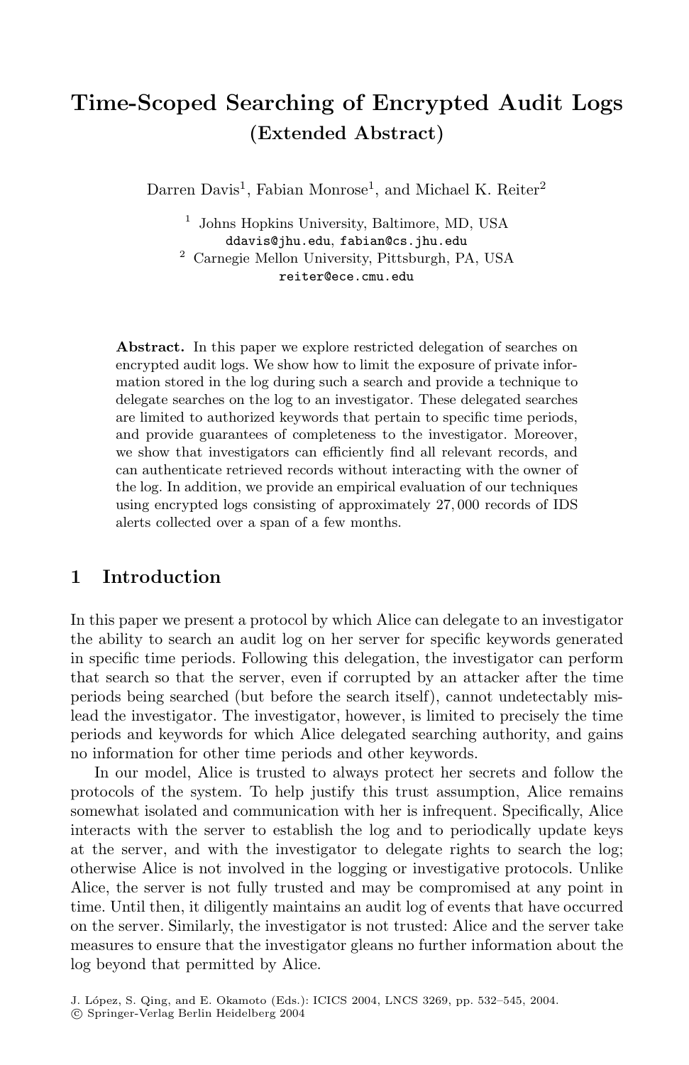# Time-Scoped Searching of Encrypted Audit Logs

## (Extended Abstract)

Darren Davis[1], Fabian Monrose[1], and Michael K. Reiter[2]

[1] Johns Hopkins University, Baltimore, MD, USA
ddavis@jhu.edu, fabian@cs.jhu.edu

[2] Carnegie Mellon University, Pittsburgh, PA, USA
reiter@ece.cmu.edu

**Abstract.** In this paper we explore restricted delegation of searches on encrypted audit logs. We show how to limit the exposure of private information stored in the log during such a search and provide a technique to delegate searches on the log to an investigator. These delegated searches are limited to authorized keywords that pertain to specific time periods, and provide guarantees of completeness to the investigator. Moreover, we show that investigators can efficiently find all relevant records, and can authenticate retrieved records without interacting with the owner of the log. In addition, we provide an empirical evaluation of our techniques using encrypted logs consisting of approximately 27,000 records of IDS alerts collected over a span of a few months.

## 1 Introduction

In this paper we present a protocol by which Alice can delegate to an investigator the ability to search an audit log on her server for specific keywords generated in specific time periods. Following this delegation, the investigator can perform that search so that the server, even if corrupted by an attacker after the time periods being searched (but before the search itself), cannot undetectably mislead the investigator. The investigator, however, is limited to precisely the time periods and keywords for which Alice delegated searching authority, and gains no information for other time periods and other keywords.

In our model, Alice is trusted to always protect her secrets and follow the protocols of the system. To help justify this trust assumption, Alice remains somewhat isolated and communication with her is infrequent. Specifically, Alice interacts with the server to establish the log and to periodically update keys at the server, and with the investigator to delegate rights to search the log; otherwise Alice is not involved in the logging or investigative protocols. Unlike Alice, the server is not fully trusted and may be compromised at any point in time. Until then, it diligently maintains an audit log of events that have occurred on the server. Similarly, the investigator is not trusted: Alice and the server take measures to ensure that the investigator gleans no further information about the log beyond that permitted by Alice.

J. López, S. Qing, and E. Okamoto (Eds.): ICICS 2004, LNCS 3269, pp. 532–545, 2004.
© Springer-Verlag Berlin Heidelberg 2004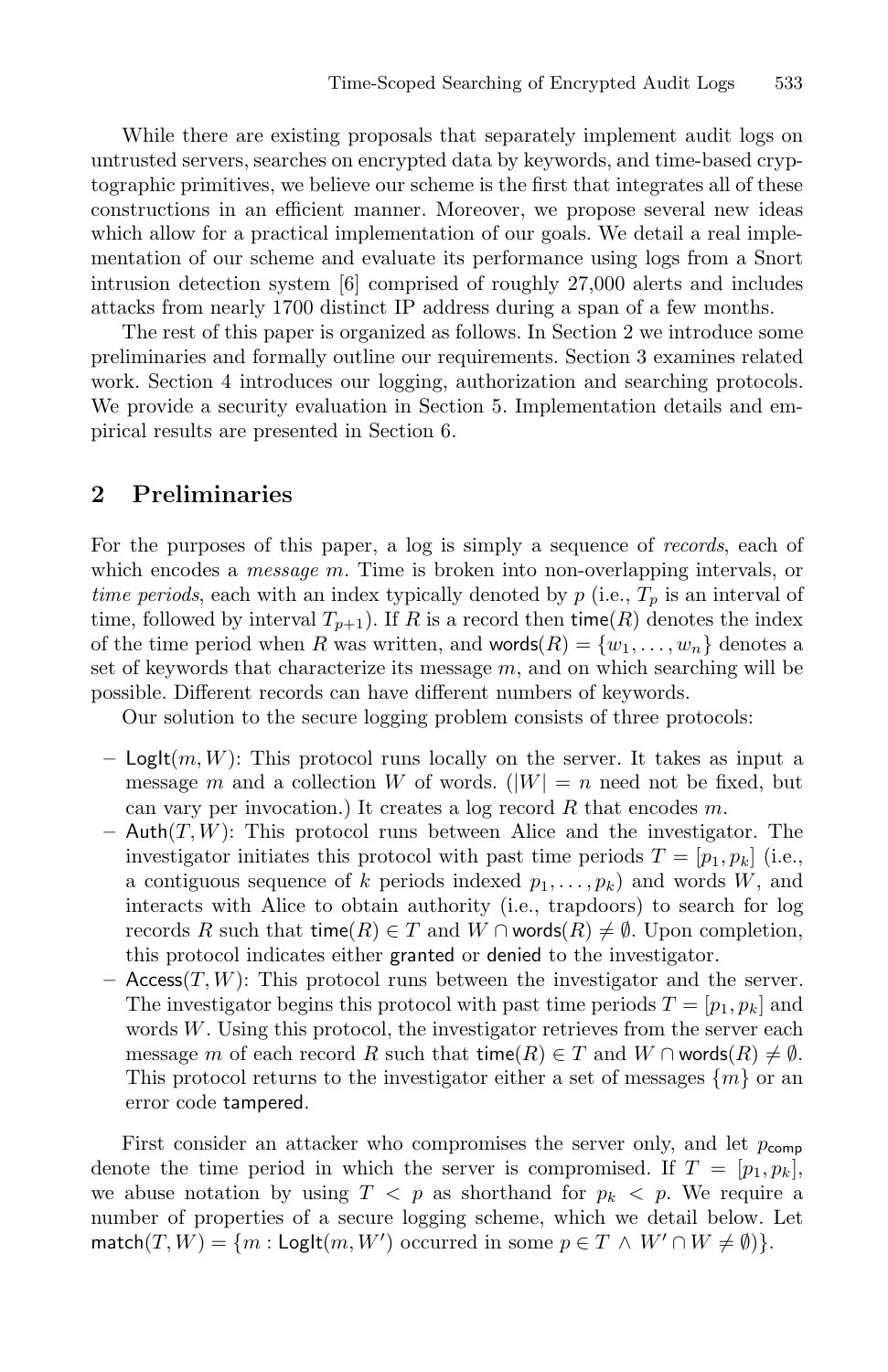While there are existing proposals that separately implement audit logs on untrusted servers, searches on encrypted data by keywords, and time-based cryptographic primitives, we believe our scheme is the first that integrates all of these constructions in an efficient manner. Moreover, we propose several new ideas which allow for a practical implementation of our goals. We detail a real implementation of our scheme and evaluate its performance using logs from a Snort intrusion detection system [6] comprised of roughly 27,000 alerts and includes attacks from nearly 1700 distinct IP address during a span of a few months.

The rest of this paper is organized as follows. In Section 2 we introduce some preliminaries and formally outline our requirements. Section 3 examines related work. Section 4 introduces our logging, authorization and searching protocols. We provide a security evaluation in Section 5. Implementation details and empirical results are presented in Section 6.

## 2 Preliminaries

For the purposes of this paper, a log is simply a sequence of *records*, each of which encodes a *message* $m$. Time is broken into non-overlapping intervals, or *time periods*, each with an index typically denoted by $p$ (i.e., $T_p$ is an interval of time, followed by interval $T_{p+1}$). If $R$ is a record then $\mathsf{time}(R)$ denotes the index of the time period when $R$ was written, and $\mathsf{words}(R) = \{w_1, \ldots, w_n\}$ denotes a set of keywords that characterize its message $m$, and on which searching will be possible. Different records can have different numbers of keywords.

Our solution to the secure logging problem consists of three protocols:

– $\mathsf{LogIt}(m, W)$: This protocol runs locally on the server. It takes as input a message $m$ and a collection $W$ of words. ($|W| = n$ need not be fixed, but can vary per invocation.) It creates a log record $R$ that encodes $m$.

– $\mathsf{Auth}(T, W)$: This protocol runs between Alice and the investigator. The investigator initiates this protocol with past time periods $T = [p_1, p_k]$ (i.e., a contiguous sequence of $k$ periods indexed $p_1, \ldots, p_k$) and words $W$, and interacts with Alice to obtain authority (i.e., trapdoors) to search for log records $R$ such that $\mathsf{time}(R) \in T$ and $W \cap \mathsf{words}(R) \neq \emptyset$. Upon completion, this protocol indicates either $\mathsf{granted}$ or $\mathsf{denied}$ to the investigator.

– $\mathsf{Access}(T, W)$: This protocol runs between the investigator and the server. The investigator begins this protocol with past time periods $T = [p_1, p_k]$ and words $W$. Using this protocol, the investigator retrieves from the server each message $m$ of each record $R$ such that $\mathsf{time}(R) \in T$ and $W \cap \mathsf{words}(R) \neq \emptyset$. This protocol returns to the investigator either a set of messages $\{m\}$ or an error code $\mathsf{tampered}$.

First consider an attacker who compromises the server only, and let $p_{\mathsf{comp}}$ denote the time period in which the server is compromised. If $T = [p_1, p_k]$, we abuse notation by using $T < p$ as shorthand for $p_k < p$. We require a number of properties of a secure logging scheme, which we detail below. Let $\mathsf{match}(T, W) = \{m : \mathsf{LogIt}(m, W') \text{ occurred in some } p \in T \wedge W' \cap W \neq \emptyset)\}$.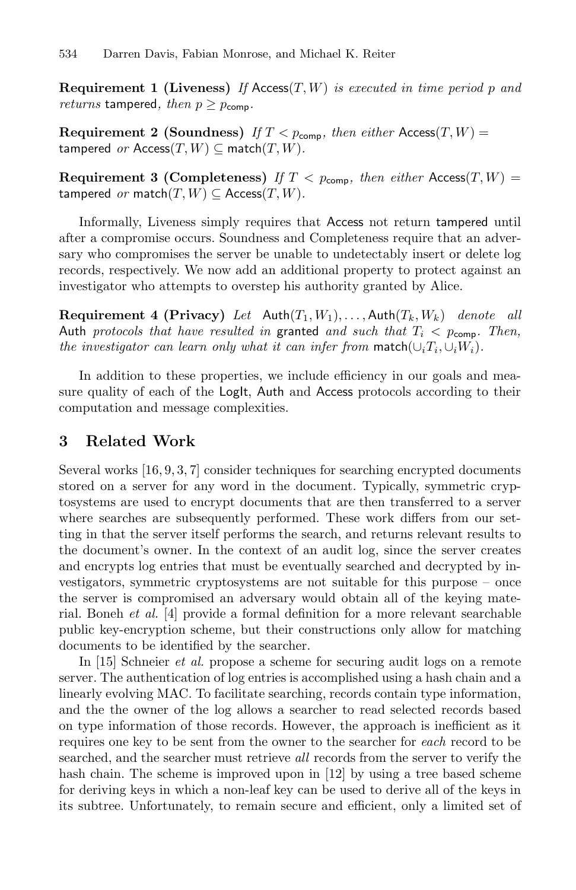**Requirement 1 (Liveness)** *If* $\mathsf{Access}(T, W)$ *is executed in time period* $p$ *and returns* $\mathsf{tampered}$*, then* $p \geq p_{\mathsf{comp}}$*.*

**Requirement 2 (Soundness)** *If* $T < p_{\mathsf{comp}}$*, then either* $\mathsf{Access}(T, W) = \mathsf{tampered}$ *or* $\mathsf{Access}(T, W) \subseteq \mathsf{match}(T, W)$*.*

**Requirement 3 (Completeness)** *If* $T < p_{\mathsf{comp}}$*, then either* $\mathsf{Access}(T, W) = \mathsf{tampered}$ *or* $\mathsf{match}(T, W) \subseteq \mathsf{Access}(T, W)$*.*

Informally, Liveness simply requires that Access not return tampered until after a compromise occurs. Soundness and Completeness require that an adversary who compromises the server be unable to undetectably insert or delete log records, respectively. We now add an additional property to protect against an investigator who attempts to overstep his authority granted by Alice.

**Requirement 4 (Privacy)** *Let* $\mathsf{Auth}(T_1, W_1), \ldots, \mathsf{Auth}(T_k, W_k)$ *denote all* Auth *protocols that have resulted in* granted *and such that* $T_i < p_{\mathsf{comp}}$*. Then, the investigator can learn only what it can infer from* $\mathsf{match}(\cup_i T_i, \cup_i W_i)$*.*

In addition to these properties, we include efficiency in our goals and measure quality of each of the LogIt, Auth and Access protocols according to their computation and message complexities.

## 3 Related Work

Several works [16, 9, 3, 7] consider techniques for searching encrypted documents stored on a server for any word in the document. Typically, symmetric cryptosystems are used to encrypt documents that are then transferred to a server where searches are subsequently performed. These work differs from our setting in that the server itself performs the search, and returns relevant results to the document's owner. In the context of an audit log, since the server creates and encrypts log entries that must be eventually searched and decrypted by investigators, symmetric cryptosystems are not suitable for this purpose – once the server is compromised an adversary would obtain all of the keying material. Boneh *et al.* [4] provide a formal definition for a more relevant searchable public key-encryption scheme, but their constructions only allow for matching documents to be identified by the searcher.

In [15] Schneier *et al.* propose a scheme for securing audit logs on a remote server. The authentication of log entries is accomplished using a hash chain and a linearly evolving MAC. To facilitate searching, records contain type information, and the the owner of the log allows a searcher to read selected records based on type information of those records. However, the approach is inefficient as it requires one key to be sent from the owner to the searcher for *each* record to be searched, and the searcher must retrieve *all* records from the server to verify the hash chain. The scheme is improved upon in [12] by using a tree based scheme for deriving keys in which a non-leaf key can be used to derive all of the keys in its subtree. Unfortunately, to remain secure and efficient, only a limited set of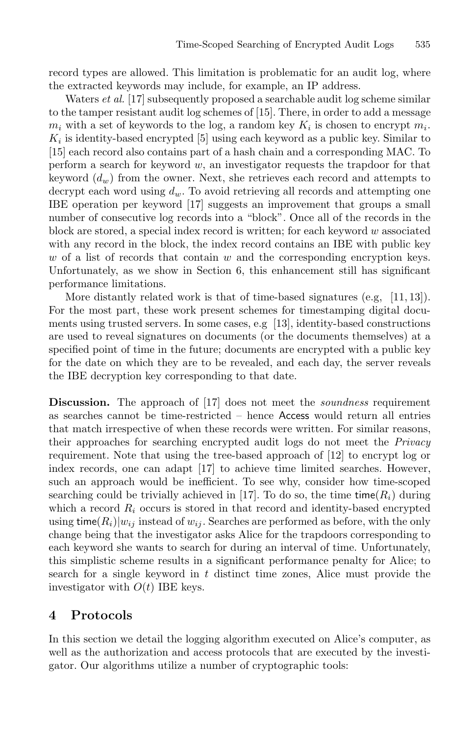record types are allowed. This limitation is problematic for an audit log, where the extracted keywords may include, for example, an IP address.

Waters *et al.* [17] subsequently proposed a searchable audit log scheme similar to the tamper resistant audit log schemes of [15]. There, in order to add a message $m_i$ with a set of keywords to the log, a random key $K_i$ is chosen to encrypt $m_i$. $K_i$ is identity-based encrypted [5] using each keyword as a public key. Similar to [15] each record also contains part of a hash chain and a corresponding MAC. To perform a search for keyword $w$, an investigator requests the trapdoor for that keyword ($d_w$) from the owner. Next, she retrieves each record and attempts to decrypt each word using $d_w$. To avoid retrieving all records and attempting one IBE operation per keyword [17] suggests an improvement that groups a small number of consecutive log records into a "block". Once all of the records in the block are stored, a special index record is written; for each keyword $w$ associated with any record in the block, the index record contains an IBE with public key $w$ of a list of records that contain $w$ and the corresponding encryption keys. Unfortunately, as we show in Section 6, this enhancement still has significant performance limitations.

More distantly related work is that of time-based signatures (e.g, [11, 13]). For the most part, these work present schemes for timestamping digital documents using trusted servers. In some cases, e.g [13], identity-based constructions are used to reveal signatures on documents (or the documents themselves) at a specified point of time in the future; documents are encrypted with a public key for the date on which they are to be revealed, and each day, the server reveals the IBE decryption key corresponding to that date.

**Discussion.** The approach of [17] does not meet the *soundness* requirement as searches cannot be time-restricted – hence Access would return all entries that match irrespective of when these records were written. For similar reasons, their approaches for searching encrypted audit logs do not meet the *Privacy* requirement. Note that using the tree-based approach of [12] to encrypt log or index records, one can adapt [17] to achieve time limited searches. However, such an approach would be inefficient. To see why, consider how time-scoped searching could be trivially achieved in [17]. To do so, the time $\mathsf{time}(R_i)$ during which a record $R_i$ occurs is stored in that record and identity-based encrypted using $\mathsf{time}(R_i)|w_{ij}$ instead of $w_{ij}$. Searches are performed as before, with the only change being that the investigator asks Alice for the trapdoors corresponding to each keyword she wants to search for during an interval of time. Unfortunately, this simplistic scheme results in a significant performance penalty for Alice; to search for a single keyword in $t$ distinct time zones, Alice must provide the investigator with $O(t)$ IBE keys.

## 4 Protocols

In this section we detail the logging algorithm executed on Alice's computer, as well as the authorization and access protocols that are executed by the investigator. Our algorithms utilize a number of cryptographic tools: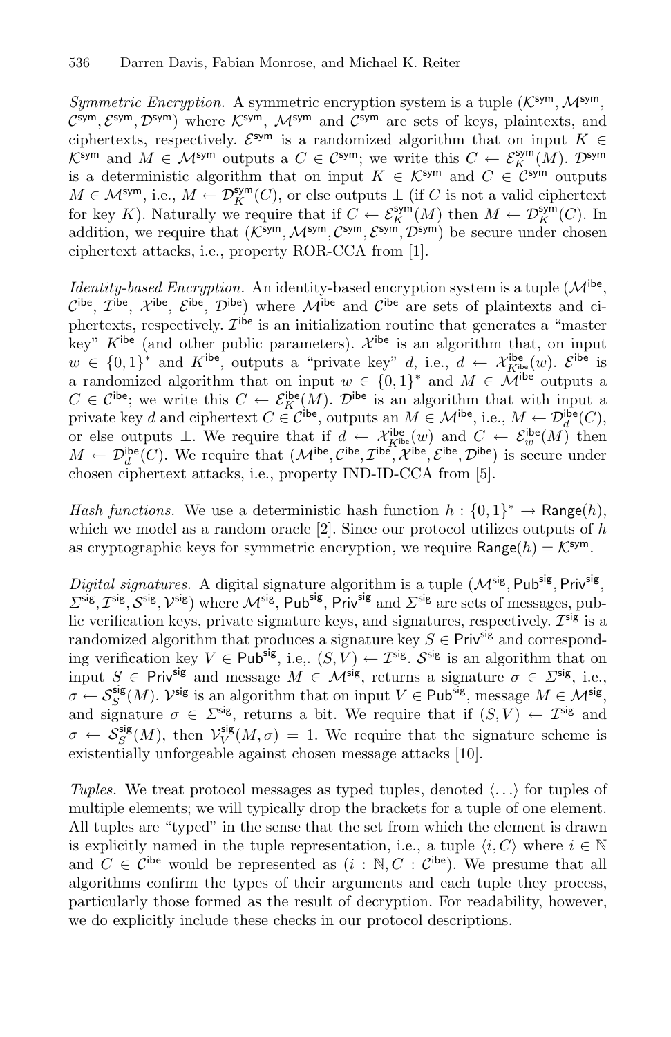*Symmetric Encryption.* A symmetric encryption system is a tuple $(\mathcal{K}^{\mathsf{sym}}, \mathcal{M}^{\mathsf{sym}}, \mathcal{C}^{\mathsf{sym}}, \mathcal{E}^{\mathsf{sym}}, \mathcal{D}^{\mathsf{sym}})$ where $\mathcal{K}^{\mathsf{sym}}$, $\mathcal{M}^{\mathsf{sym}}$ and $\mathcal{C}^{\mathsf{sym}}$ are sets of keys, plaintexts, and ciphertexts, respectively. $\mathcal{E}^{\mathsf{sym}}$ is a randomized algorithm that on input $K \in \mathcal{K}^{\mathsf{sym}}$ and $M \in \mathcal{M}^{\mathsf{sym}}$ outputs a $C \in \mathcal{C}^{\mathsf{sym}}$; we write this $C \leftarrow \mathcal{E}^{\mathsf{sym}}_K(M)$. $\mathcal{D}^{\mathsf{sym}}$ is a deterministic algorithm that on input $K \in \mathcal{K}^{\mathsf{sym}}$ and $C \in \mathcal{C}^{\mathsf{sym}}$ outputs $M \in \mathcal{M}^{\mathsf{sym}}$, i.e., $M \leftarrow \mathcal{D}^{\mathsf{sym}}_K(C)$, or else outputs $\perp$ (if $C$ is not a valid ciphertext for key $K$). Naturally we require that if $C \leftarrow \mathcal{E}^{\mathsf{sym}}_K(M)$ then $M \leftarrow \mathcal{D}^{\mathsf{sym}}_K(C)$. In addition, we require that $(\mathcal{K}^{\mathsf{sym}}, \mathcal{M}^{\mathsf{sym}}, \mathcal{C}^{\mathsf{sym}}, \mathcal{E}^{\mathsf{sym}}, \mathcal{D}^{\mathsf{sym}})$ be secure under chosen ciphertext attacks, i.e., property ROR-CCA from [1].

*Identity-based Encryption.* An identity-based encryption system is a tuple $(\mathcal{M}^{\mathsf{ibe}}, \mathcal{C}^{\mathsf{ibe}}, \mathcal{I}^{\mathsf{ibe}}, \mathcal{X}^{\mathsf{ibe}}, \mathcal{E}^{\mathsf{ibe}}, \mathcal{D}^{\mathsf{ibe}})$ where $\mathcal{M}^{\mathsf{ibe}}$ and $\mathcal{C}^{\mathsf{ibe}}$ are sets of plaintexts and ciphertexts, respectively. $\mathcal{I}^{\mathsf{ibe}}$ is an initialization routine that generates a "master key" $K^{\mathsf{ibe}}$ (and other public parameters). $\mathcal{X}^{\mathsf{ibe}}$ is an algorithm that, on input $w \in \{0,1\}^*$ and $K^{\mathsf{ibe}}$, outputs a "private key" $d$, i.e., $d \leftarrow \mathcal{X}^{\mathsf{ibe}}_{K^{\mathsf{ibe}}}(w)$. $\mathcal{E}^{\mathsf{ibe}}$ is a randomized algorithm that on input $w \in \{0,1\}^*$ and $M \in \mathcal{M}^{\mathsf{ibe}}$ outputs a $C \in \mathcal{C}^{\mathsf{ibe}}$; we write this $C \leftarrow \mathcal{E}^{\mathsf{ibe}}_K(M)$. $\mathcal{D}^{\mathsf{ibe}}$ is an algorithm that with input a private key $d$ and ciphertext $C \in \mathcal{C}^{\mathsf{ibe}}$, outputs an $M \in \mathcal{M}^{\mathsf{ibe}}$, i.e., $M \leftarrow \mathcal{D}^{\mathsf{ibe}}_d(C)$, or else outputs $\perp$. We require that if $d \leftarrow \mathcal{X}^{\mathsf{ibe}}_{K^{\mathsf{ibe}}}(w)$ and $C \leftarrow \mathcal{E}^{\mathsf{ibe}}_w(M)$ then $M \leftarrow \mathcal{D}^{\mathsf{ibe}}_d(C)$. We require that $(\mathcal{M}^{\mathsf{ibe}}, \mathcal{C}^{\mathsf{ibe}}, \mathcal{I}^{\mathsf{ibe}}, \mathcal{X}^{\mathsf{ibe}}, \mathcal{E}^{\mathsf{ibe}}, \mathcal{D}^{\mathsf{ibe}})$ is secure under chosen ciphertext attacks, i.e., property IND-ID-CCA from [5].

*Hash functions.* We use a deterministic hash function $h : \{0,1\}^* \rightarrow \mathsf{Range}(h)$, which we model as a random oracle [2]. Since our protocol utilizes outputs of $h$ as cryptographic keys for symmetric encryption, we require $\mathsf{Range}(h) = \mathcal{K}^{\mathsf{sym}}$.

*Digital signatures.* A digital signature algorithm is a tuple $(\mathcal{M}^{\mathsf{sig}}, \mathsf{Pub}^{\mathsf{sig}}, \mathsf{Priv}^{\mathsf{sig}}, \Sigma^{\mathsf{sig}}, \mathcal{I}^{\mathsf{sig}}, \mathcal{S}^{\mathsf{sig}}, \mathcal{V}^{\mathsf{sig}})$ where $\mathcal{M}^{\mathsf{sig}}$, $\mathsf{Pub}^{\mathsf{sig}}$, $\mathsf{Priv}^{\mathsf{sig}}$ and $\Sigma^{\mathsf{sig}}$ are sets of messages, public verification keys, private signature keys, and signatures, respectively. $\mathcal{I}^{\mathsf{sig}}$ is a randomized algorithm that produces a signature key $S \in \mathsf{Priv}^{\mathsf{sig}}$ and corresponding verification key $V \in \mathsf{Pub}^{\mathsf{sig}}$, i.e,. $(S, V) \leftarrow \mathcal{I}^{\mathsf{sig}}$. $\mathcal{S}^{\mathsf{sig}}$ is an algorithm that on input $S \in \mathsf{Priv}^{\mathsf{sig}}$ and message $M \in \mathcal{M}^{\mathsf{sig}}$, returns a signature $\sigma \in \Sigma^{\mathsf{sig}}$, i.e., $\sigma \leftarrow \mathcal{S}^{\mathsf{sig}}_S(M)$. $\mathcal{V}^{\mathsf{sig}}$ is an algorithm that on input $V \in \mathsf{Pub}^{\mathsf{sig}}$, message $M \in \mathcal{M}^{\mathsf{sig}}$, and signature $\sigma \in \Sigma^{\mathsf{sig}}$, returns a bit. We require that if $(S, V) \leftarrow \mathcal{I}^{\mathsf{sig}}$ and $\sigma \leftarrow \mathcal{S}^{\mathsf{sig}}_S(M)$, then $\mathcal{V}^{\mathsf{sig}}_V(M, \sigma) = 1$. We require that the signature scheme is existentially unforgeable against chosen message attacks [10].

*Tuples.* We treat protocol messages as typed tuples, denoted $\langle \ldots \rangle$ for tuples of multiple elements; we will typically drop the brackets for a tuple of one element. All tuples are "typed" in the sense that the set from which the element is drawn is explicitly named in the tuple representation, i.e., a tuple $\langle i, C \rangle$ where $i \in \mathbb{N}$ and $C \in \mathcal{C}^{\mathsf{ibe}}$ would be represented as $(i : \mathbb{N}, C : \mathcal{C}^{\mathsf{ibe}})$. We presume that all algorithms confirm the types of their arguments and each tuple they process, particularly those formed as the result of decryption. For readability, however, we do explicitly include these checks in our protocol descriptions.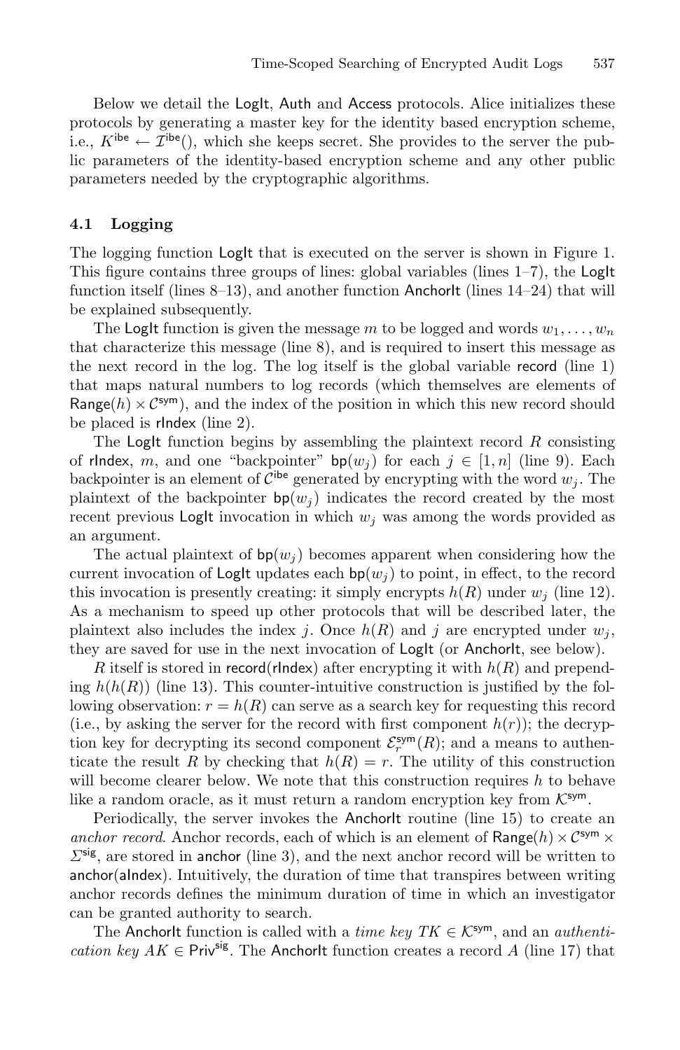Below we detail the LogIt, Auth and Access protocols. Alice initializes these protocols by generating a master key for the identity based encryption scheme, i.e., $K^{\mathsf{ibe}} \leftarrow \mathcal{I}^{\mathsf{ibe}}()$, which she keeps secret. She provides to the server the public parameters of the identity-based encryption scheme and any other public parameters needed by the cryptographic algorithms.

### 4.1 Logging

The logging function LogIt that is executed on the server is shown in Figure 1. This figure contains three groups of lines: global variables (lines 1–7), the LogIt function itself (lines 8–13), and another function AnchorIt (lines 14–24) that will be explained subsequently.

The LogIt function is given the message $m$ to be logged and words $w_1, \ldots, w_n$ that characterize this message (line 8), and is required to insert this message as the next record in the log. The log itself is the global variable record (line 1) that maps natural numbers to log records (which themselves are elements of $\mathsf{Range}(h) \times \mathcal{C}^{\mathsf{sym}}$), and the index of the position in which this new record should be placed is rIndex (line 2).

The LogIt function begins by assembling the plaintext record $R$ consisting of rIndex, $m$, and one "backpointer" $\mathsf{bp}(w_j)$ for each $j \in [1, n]$ (line 9). Each backpointer is an element of $\mathcal{C}^{\mathsf{ibe}}$ generated by encrypting with the word $w_j$. The plaintext of the backpointer $\mathsf{bp}(w_j)$ indicates the record created by the most recent previous LogIt invocation in which $w_j$ was among the words provided as an argument.

The actual plaintext of $\mathsf{bp}(w_j)$ becomes apparent when considering how the current invocation of LogIt updates each $\mathsf{bp}(w_j)$ to point, in effect, to the record this invocation is presently creating: it simply encrypts $h(R)$ under $w_j$ (line 12). As a mechanism to speed up other protocols that will be described later, the plaintext also includes the index $j$. Once $h(R)$ and $j$ are encrypted under $w_j$, they are saved for use in the next invocation of LogIt (or AnchorIt, see below).

$R$ itself is stored in record(rIndex) after encrypting it with $h(R)$ and prepending $h(h(R))$ (line 13). This counter-intuitive construction is justified by the following observation: $r = h(R)$ can serve as a search key for requesting this record (i.e., by asking the server for the record with first component $h(r)$); the decryption key for decrypting its second component $\mathcal{E}^{\mathsf{sym}}_r(R)$; and a means to authenticate the result $R$ by checking that $h(R) = r$. The utility of this construction will become clearer below. We note that this construction requires $h$ to behave like a random oracle, as it must return a random encryption key from $\mathcal{K}^{\mathsf{sym}}$.

Periodically, the server invokes the AnchorIt routine (line 15) to create an *anchor record*. Anchor records, each of which is an element of $\mathsf{Range}(h) \times \mathcal{C}^{\mathsf{sym}} \times \Sigma^{\mathsf{sig}}$, are stored in anchor (line 3), and the next anchor record will be written to anchor(aIndex). Intuitively, the duration of time that transpires between writing anchor records defines the minimum duration of time in which an investigator can be granted authority to search.

The AnchorIt function is called with a *time key* $TK \in \mathcal{K}^{\mathsf{sym}}$, and an *authentication key* $AK \in \mathsf{Priv}^{\mathsf{sig}}$. The AnchorIt function creates a record $A$ (line 17) that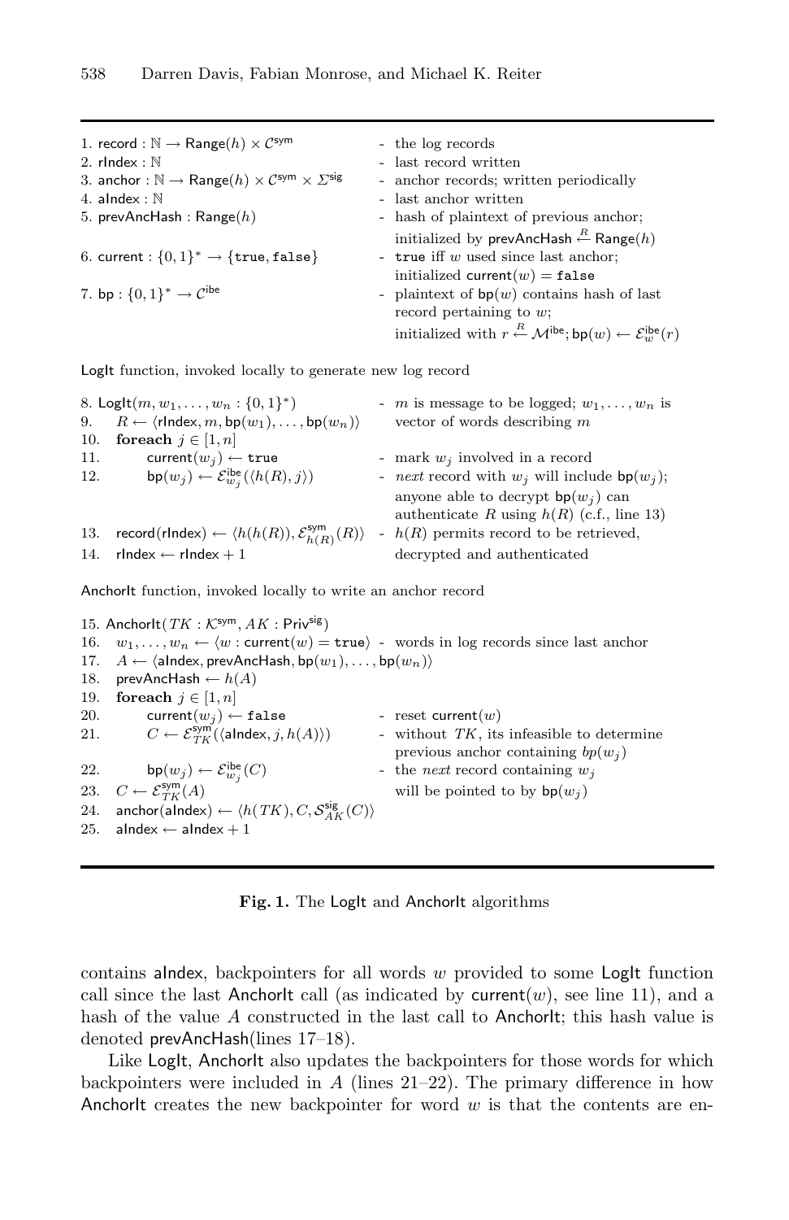```
1. record : ℕ → Range(h) × C^sym                    - the log records
2. rIndex : ℕ                                        - last record written
3. anchor : ℕ → Range(h) × C^sym × Σ^sig             - anchor records; written periodically
4. aIndex : ℕ                                        - last anchor written
5. prevAncHash : Range(h)                            - hash of plaintext of previous anchor;
                                                       initialized by prevAncHash ←R Range(h)
6. current : {0,1}* → {true, false}                  - true iff w used since last anchor;
                                                       initialized current(w) = false
7. bp : {0,1}* → C^ibe                               - plaintext of bp(w) contains hash of last
                                                       record pertaining to w;
                                                       initialized with r ←R M^ibe; bp(w) ← E^ibe_w(r)
```

LogIt function, invoked locally to generate new log record

```
8.  LogIt(m, w_1, ..., w_n : {0,1}*)                  - m is message to be logged; w_1, ..., w_n is
9.      R ← ⟨rIndex, m, bp(w_1), ..., bp(w_n)⟩           vector of words describing m
10.     foreach j ∈ [1, n]
11.         current(w_j) ← true                       - mark w_j involved in a record
12.         bp(w_j) ← E^ibe_{w_j}(⟨h(R), j⟩)          - next record with w_j will include bp(w_j);
                                                        anyone able to decrypt bp(w_j) can
                                                        authenticate R using h(R) (c.f., line 13)
13.     record(rIndex) ← ⟨h(h(R)), E^sym_{h(R)}(R)⟩   - h(R) permits record to be retrieved,
14.     rIndex ← rIndex + 1                             decrypted and authenticated
```

AnchorIt function, invoked locally to write an anchor record

```
15. AnchorIt(TK : K^sym, AK : Priv^sig)
16.     w_1, ..., w_n ← ⟨w : current(w) = true⟩       - words in log records since last anchor
17.     A ← ⟨aIndex, prevAncHash, bp(w_1), ..., bp(w_n)⟩
18.     prevAncHash ← h(A)
19.     foreach j ∈ [1, n]
20.         current(w_j) ← false                      - reset current(w)
21.         C ← E^sym_TK(⟨aIndex, j, h(A)⟩)           - without TK, its infeasible to determine
                                                        previous anchor containing bp(w_j)
22.         bp(w_j) ← E^ibe_{w_j}(C)                  - the next record containing w_j
23.     C ← E^sym_TK(A)                                 will be pointed to by bp(w_j)
24.     anchor(aIndex) ← ⟨h(TK), C, S^sig_AK(C)⟩
25.     aIndex ← aIndex + 1
```

**Fig. 1.** The LogIt and AnchorIt algorithms

contains aIndex, backpointers for all words $w$ provided to some LogIt function call since the last AnchorIt call (as indicated by current$(w)$, see line 11), and a hash of the value $A$ constructed in the last call to AnchorIt; this hash value is denoted prevAncHash(lines 17–18).

Like LogIt, AnchorIt also updates the backpointers for those words for which backpointers were included in $A$ (lines 21–22). The primary difference in how AnchorIt creates the new backpointer for word $w$ is that the contents are en-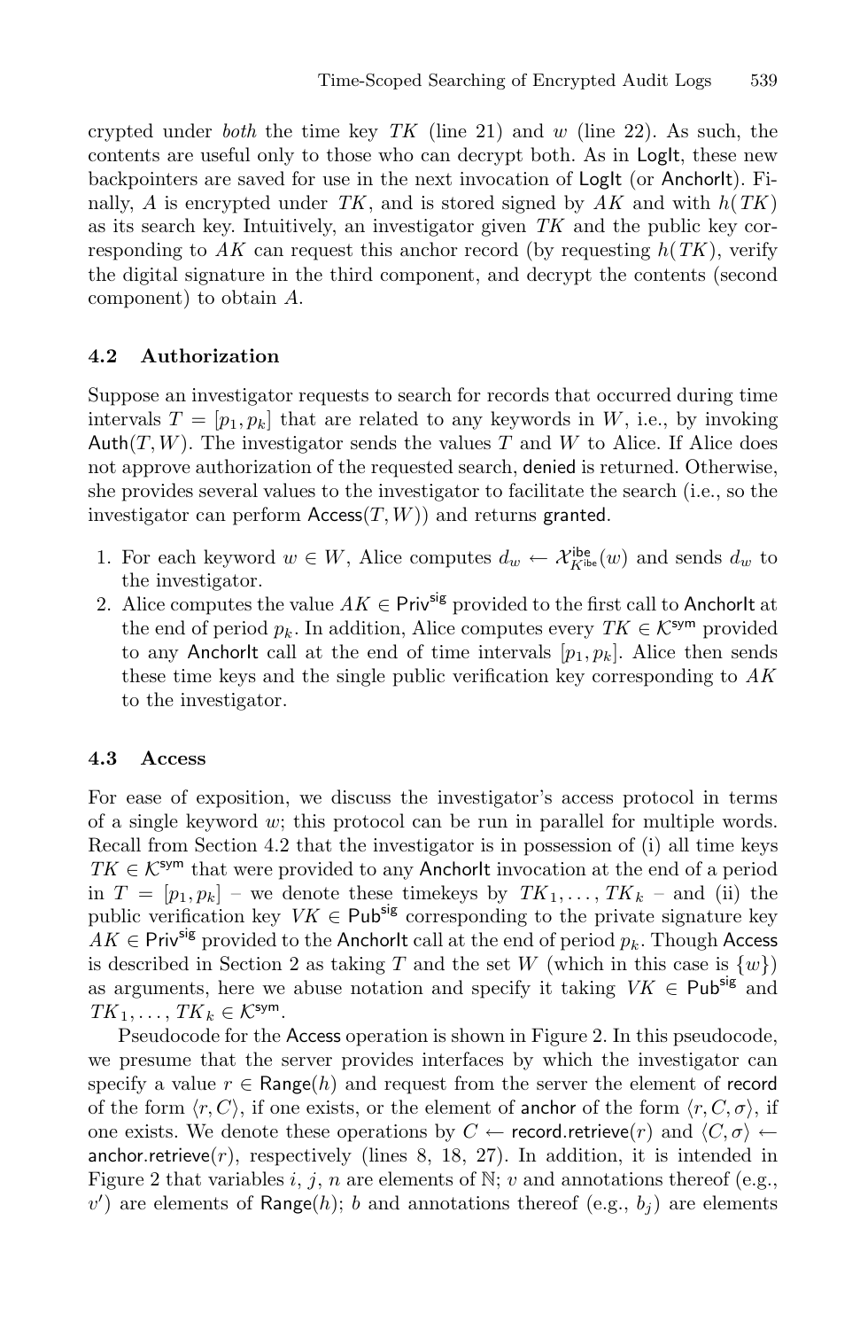crypted under *both* the time key $TK$ (line 21) and $w$ (line 22). As such, the contents are useful only to those who can decrypt both. As in LogIt, these new backpointers are saved for use in the next invocation of LogIt (or AnchorIt). Finally, $A$ is encrypted under $TK$, and is stored signed by $AK$ and with $h(TK)$ as its search key. Intuitively, an investigator given $TK$ and the public key corresponding to $AK$ can request this anchor record (by requesting $h(TK)$, verify the digital signature in the third component, and decrypt the contents (second component) to obtain $A$.

### 4.2 Authorization

Suppose an investigator requests to search for records that occurred during time intervals $T = [p_1, p_k]$ that are related to any keywords in $W$, i.e., by invoking $\mathsf{Auth}(T, W)$. The investigator sends the values $T$ and $W$ to Alice. If Alice does not approve authorization of the requested search, denied is returned. Otherwise, she provides several values to the investigator to facilitate the search (i.e., so the investigator can perform $\mathsf{Access}(T, W)$) and returns granted.

1. For each keyword $w \in W$, Alice computes $d_w \leftarrow \mathcal{X}^{\mathsf{ibe}}_{K^{\mathsf{ibe}}}(w)$ and sends $d_w$ to the investigator.
2. Alice computes the value $AK \in \mathsf{Priv}^{\mathsf{sig}}$ provided to the first call to AnchorIt at the end of period $p_k$. In addition, Alice computes every $TK \in \mathcal{K}^{\mathsf{sym}}$ provided to any AnchorIt call at the end of time intervals $[p_1, p_k]$. Alice then sends these time keys and the single public verification key corresponding to $AK$ to the investigator.

### 4.3 Access

For ease of exposition, we discuss the investigator's access protocol in terms of a single keyword $w$; this protocol can be run in parallel for multiple words. Recall from Section 4.2 that the investigator is in possession of (i) all time keys $TK \in \mathcal{K}^{\mathsf{sym}}$ that were provided to any AnchorIt invocation at the end of a period in $T = [p_1, p_k]$ – we denote these timekeys by $TK_1, \ldots, TK_k$ – and (ii) the public verification key $VK \in \mathsf{Pub}^{\mathsf{sig}}$ corresponding to the private signature key $AK \in \mathsf{Priv}^{\mathsf{sig}}$ provided to the AnchorIt call at the end of period $p_k$. Though Access is described in Section 2 as taking $T$ and the set $W$ (which in this case is $\{w\}$) as arguments, here we abuse notation and specify it taking $VK \in \mathsf{Pub}^{\mathsf{sig}}$ and $TK_1, \ldots, TK_k \in \mathcal{K}^{\mathsf{sym}}$.

Pseudocode for the Access operation is shown in Figure 2. In this pseudocode, we presume that the server provides interfaces by which the investigator can specify a value $r \in \mathsf{Range}(h)$ and request from the server the element of record of the form $\langle r, C\rangle$, if one exists, or the element of anchor of the form $\langle r, C, \sigma\rangle$, if one exists. We denote these operations by $C \leftarrow \mathsf{record.retrieve}(r)$ and $\langle C, \sigma\rangle \leftarrow \mathsf{anchor.retrieve}(r)$, respectively (lines 8, 18, 27). In addition, it is intended in Figure 2 that variables $i$, $j$, $n$ are elements of $\mathbb{N}$; $v$ and annotations thereof (e.g., $v'$) are elements of $\mathsf{Range}(h)$; $b$ and annotations thereof (e.g., $b_j$) are elements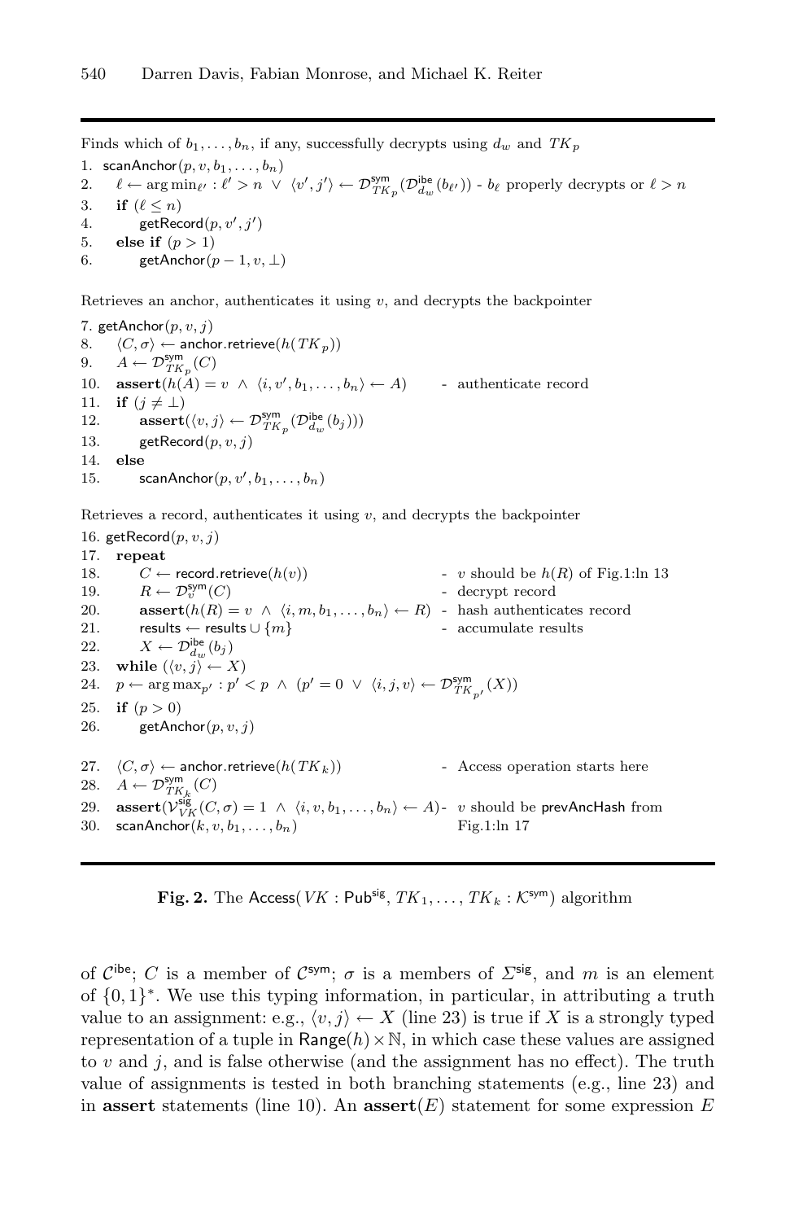Finds which of $b_1, \ldots, b_n$, if any, successfully decrypts using $d_w$ and $TK_p$

1. $\mathsf{scanAnchor}(p, v, b_1, \ldots, b_n)$
2. $\quad \ell \leftarrow \arg\min_{\ell'} : \ell' > n \ \vee \ \langle v', j' \rangle \leftarrow \mathcal{D}^{\mathsf{sym}}_{TK_p}(\mathcal{D}^{\mathsf{ibe}}_{d_w}(b_{\ell'}))$ - $b_\ell$ properly decrypts or $\ell > n$
3. $\quad$ **if** $(\ell \leq n)$
4. $\quad\quad \mathsf{getRecord}(p, v', j')$
5. $\quad$ **else if** $(p > 1)$
6. $\quad\quad \mathsf{getAnchor}(p - 1, v, \perp)$

Retrieves an anchor, authenticates it using $v$, and decrypts the backpointer

7. $\mathsf{getAnchor}(p, v, j)$
8. $\quad \langle C, \sigma \rangle \leftarrow \mathsf{anchor.retrieve}(h(TK_p))$
9. $\quad A \leftarrow \mathcal{D}^{\mathsf{sym}}_{TK_p}(C)$
10. $\quad$ **assert**$(h(A) = v \ \wedge \ \langle i, v', b_1, \ldots, b_n \rangle \leftarrow A)$ - authenticate record
11. $\quad$ **if** $(j \neq \perp)$
12. $\quad\quad$ **assert**$(\langle v, j \rangle \leftarrow \mathcal{D}^{\mathsf{sym}}_{TK_p}(\mathcal{D}^{\mathsf{ibe}}_{d_w}(b_j)))$
13. $\quad\quad \mathsf{getRecord}(p, v, j)$
14. $\quad$ **else**
15. $\quad\quad \mathsf{scanAnchor}(p, v', b_1, \ldots, b_n)$

Retrieves a record, authenticates it using $v$, and decrypts the backpointer

16. $\mathsf{getRecord}(p, v, j)$
17. $\quad$ **repeat**
18. $\quad\quad C \leftarrow \mathsf{record.retrieve}(h(v))$ - $v$ should be $h(R)$ of Fig.1:ln 13
19. $\quad\quad R \leftarrow \mathcal{D}^{\mathsf{sym}}_{v}(C)$ - decrypt record
20. $\quad\quad$ **assert**$(h(R) = v \ \wedge \ \langle i, m, b_1, \ldots, b_n \rangle \leftarrow R)$ - hash authenticates record
21. $\quad\quad \mathsf{results} \leftarrow \mathsf{results} \cup \{m\}$ - accumulate results
22. $\quad\quad X \leftarrow \mathcal{D}^{\mathsf{ibe}}_{d_w}(b_j)$
23. $\quad$ **while** $(\langle v, j \rangle \leftarrow X)$
24. $\quad p \leftarrow \arg\max_{p'} : p' < p \ \wedge \ (p' = 0 \ \vee \ \langle i, j, v \rangle \leftarrow \mathcal{D}^{\mathsf{sym}}_{TK_{p'}}(X))$
25. $\quad$ **if** $(p > 0)$
26. $\quad\quad \mathsf{getAnchor}(p, v, j)$

27. $\quad \langle C, \sigma \rangle \leftarrow \mathsf{anchor.retrieve}(h(TK_k))$ - Access operation starts here
28. $\quad A \leftarrow \mathcal{D}^{\mathsf{sym}}_{TK_k}(C)$
29. $\quad$ **assert**$(\mathcal{V}^{\mathsf{sig}}_{VK}(C, \sigma) = 1 \ \wedge \ \langle i, v, b_1, \ldots, b_n \rangle \leftarrow A)$ - $v$ should be $\mathsf{prevAncHash}$ from Fig.1:ln 17
30. $\quad \mathsf{scanAnchor}(k, v, b_1, \ldots, b_n)$

**Fig. 2.** The $\mathsf{Access}(VK : \mathsf{Pub}^{\mathsf{sig}}, TK_1, \ldots, TK_k : \mathcal{K}^{\mathsf{sym}})$ algorithm

of $\mathcal{C}^{\mathsf{ibe}}$; $C$ is a member of $\mathcal{C}^{\mathsf{sym}}$; $\sigma$ is a members of $\Sigma^{\mathsf{sig}}$, and $m$ is an element of $\{0, 1\}^*$. We use this typing information, in particular, in attributing a truth value to an assignment: e.g., $\langle v, j \rangle \leftarrow X$ (line 23) is true if $X$ is a strongly typed representation of a tuple in $\mathsf{Range}(h) \times \mathbb{N}$, in which case these values are assigned to $v$ and $j$, and is false otherwise (and the assignment has no effect). The truth value of assignments is tested in both branching statements (e.g., line 23) and in **assert** statements (line 10). An **assert**$(E)$ statement for some expression $E$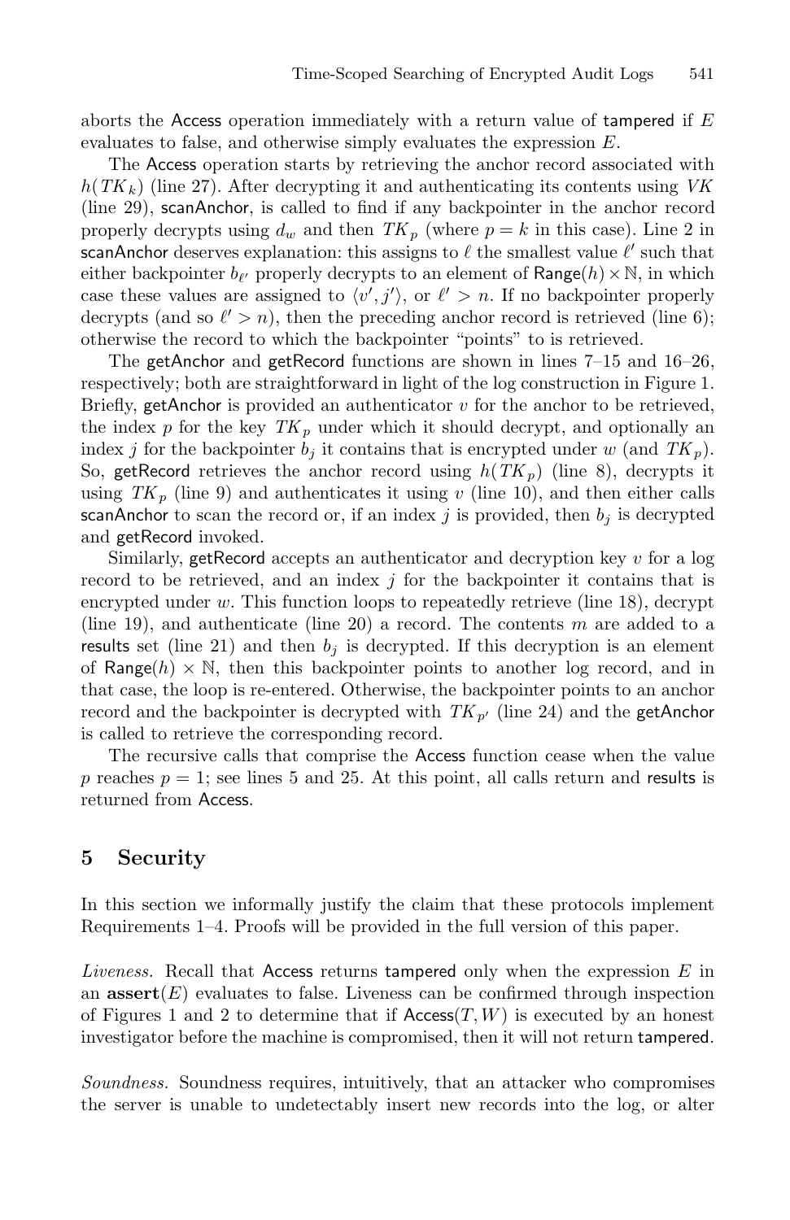aborts the Access operation immediately with a return value of tampered if $E$ evaluates to false, and otherwise simply evaluates the expression $E$.

The Access operation starts by retrieving the anchor record associated with $h(TK_k)$ (line 27). After decrypting it and authenticating its contents using $VK$ (line 29), scanAnchor, is called to find if any backpointer in the anchor record properly decrypts using $d_w$ and then $TK_p$ (where $p = k$ in this case). Line 2 in scanAnchor deserves explanation: this assigns to $\ell$ the smallest value $\ell'$ such that either backpointer $b_{\ell'}$ properly decrypts to an element of $\mathsf{Range}(h) \times \mathbb{N}$, in which case these values are assigned to $\langle v', j' \rangle$, or $\ell' > n$. If no backpointer properly decrypts (and so $\ell' > n$), then the preceding anchor record is retrieved (line 6); otherwise the record to which the backpointer "points" to is retrieved.

The getAnchor and getRecord functions are shown in lines 7–15 and 16–26, respectively; both are straightforward in light of the log construction in Figure 1. Briefly, getAnchor is provided an authenticator $v$ for the anchor to be retrieved, the index $p$ for the key $TK_p$ under which it should decrypt, and optionally an index $j$ for the backpointer $b_j$ it contains that is encrypted under $w$ (and $TK_p$). So, getRecord retrieves the anchor record using $h(TK_p)$ (line 8), decrypts it using $TK_p$ (line 9) and authenticates it using $v$ (line 10), and then either calls scanAnchor to scan the record or, if an index $j$ is provided, then $b_j$ is decrypted and getRecord invoked.

Similarly, getRecord accepts an authenticator and decryption key $v$ for a log record to be retrieved, and an index $j$ for the backpointer it contains that is encrypted under $w$. This function loops to repeatedly retrieve (line 18), decrypt (line 19), and authenticate (line 20) a record. The contents $m$ are added to a results set (line 21) and then $b_j$ is decrypted. If this decryption is an element of $\mathsf{Range}(h) \times \mathbb{N}$, then this backpointer points to another log record, and in that case, the loop is re-entered. Otherwise, the backpointer points to an anchor record and the backpointer is decrypted with $TK_{p'}$ (line 24) and the getAnchor is called to retrieve the corresponding record.

The recursive calls that comprise the Access function cease when the value $p$ reaches $p = 1$; see lines 5 and 25. At this point, all calls return and results is returned from Access.

## 5 Security

In this section we informally justify the claim that these protocols implement Requirements 1–4. Proofs will be provided in the full version of this paper.

*Liveness.* Recall that Access returns tampered only when the expression $E$ in an **assert**$(E)$ evaluates to false. Liveness can be confirmed through inspection of Figures 1 and 2 to determine that if $\mathsf{Access}(T, W)$ is executed by an honest investigator before the machine is compromised, then it will not return tampered.

*Soundness.* Soundness requires, intuitively, that an attacker who compromises the server is unable to undetectably insert new records into the log, or alter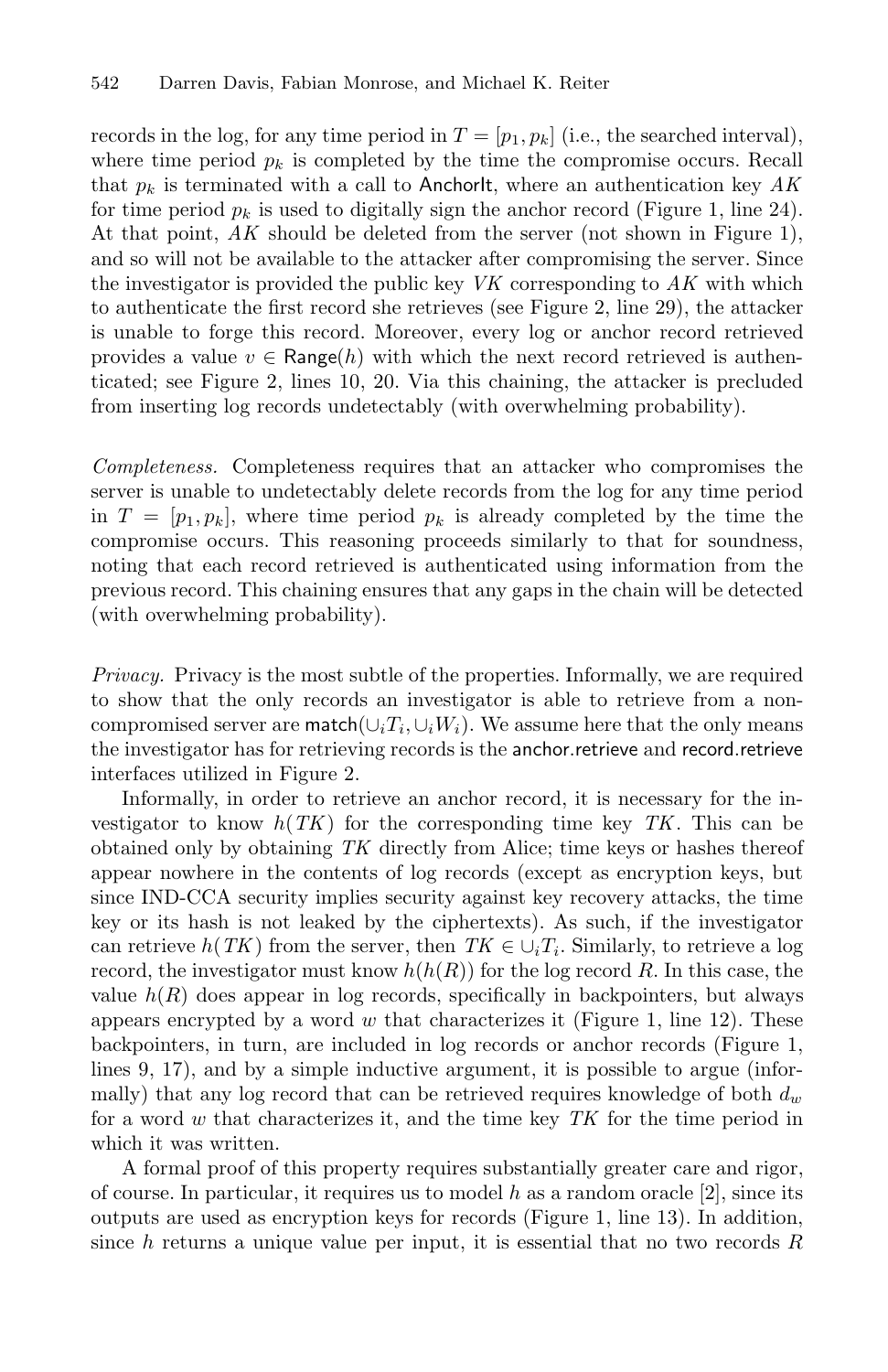records in the log, for any time period in $T = [p_1, p_k]$ (i.e., the searched interval), where time period $p_k$ is completed by the time the compromise occurs. Recall that $p_k$ is terminated with a call to AnchorIt, where an authentication key $AK$ for time period $p_k$ is used to digitally sign the anchor record (Figure 1, line 24). At that point, $AK$ should be deleted from the server (not shown in Figure 1), and so will not be available to the attacker after compromising the server. Since the investigator is provided the public key $VK$ corresponding to $AK$ with which to authenticate the first record she retrieves (see Figure 2, line 29), the attacker is unable to forge this record. Moreover, every log or anchor record retrieved provides a value $v \in \mathsf{Range}(h)$ with which the next record retrieved is authenticated; see Figure 2, lines 10, 20. Via this chaining, the attacker is precluded from inserting log records undetectably (with overwhelming probability).

*Completeness.* Completeness requires that an attacker who compromises the server is unable to undetectably delete records from the log for any time period in $T = [p_1, p_k]$, where time period $p_k$ is already completed by the time the compromise occurs. This reasoning proceeds similarly to that for soundness, noting that each record retrieved is authenticated using information from the previous record. This chaining ensures that any gaps in the chain will be detected (with overwhelming probability).

*Privacy.* Privacy is the most subtle of the properties. Informally, we are required to show that the only records an investigator is able to retrieve from a non-compromised server are $\mathsf{match}(\cup_i T_i, \cup_i W_i)$. We assume here that the only means the investigator has for retrieving records is the anchor.retrieve and record.retrieve interfaces utilized in Figure 2.

Informally, in order to retrieve an anchor record, it is necessary for the investigator to know $h(TK)$ for the corresponding time key $TK$. This can be obtained only by obtaining $TK$ directly from Alice; time keys or hashes thereof appear nowhere in the contents of log records (except as encryption keys, but since IND-CCA security implies security against key recovery attacks, the time key or its hash is not leaked by the ciphertexts). As such, if the investigator can retrieve $h(TK)$ from the server, then $TK \in \cup_i T_i$. Similarly, to retrieve a log record, the investigator must know $h(h(R))$ for the log record $R$. In this case, the value $h(R)$ does appear in log records, specifically in backpointers, but always appears encrypted by a word $w$ that characterizes it (Figure 1, line 12). These backpointers, in turn, are included in log records or anchor records (Figure 1, lines 9, 17), and by a simple inductive argument, it is possible to argue (informally) that any log record that can be retrieved requires knowledge of both $d_w$ for a word $w$ that characterizes it, and the time key $TK$ for the time period in which it was written.

A formal proof of this property requires substantially greater care and rigor, of course. In particular, it requires us to model $h$ as a random oracle [2], since its outputs are used as encryption keys for records (Figure 1, line 13). In addition, since $h$ returns a unique value per input, it is essential that no two records $R$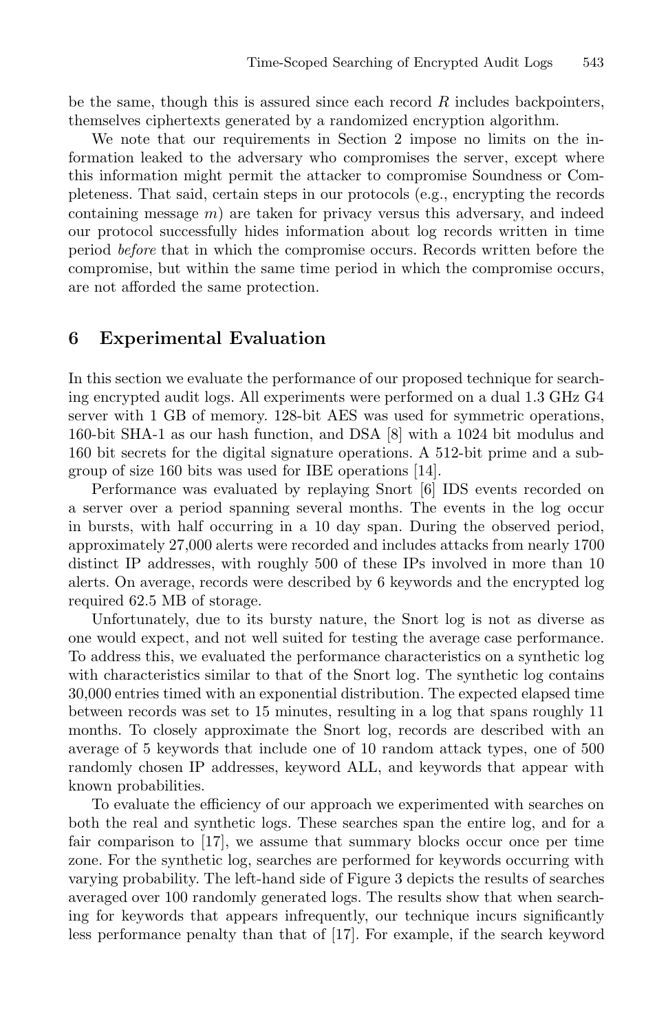be the same, though this is assured since each record $R$ includes backpointers, themselves ciphertexts generated by a randomized encryption algorithm.

We note that our requirements in Section 2 impose no limits on the information leaked to the adversary who compromises the server, except where this information might permit the attacker to compromise Soundness or Completeness. That said, certain steps in our protocols (e.g., encrypting the records containing message $m$) are taken for privacy versus this adversary, and indeed our protocol successfully hides information about log records written in time period *before* that in which the compromise occurs. Records written before the compromise, but within the same time period in which the compromise occurs, are not afforded the same protection.

## 6 Experimental Evaluation

In this section we evaluate the performance of our proposed technique for searching encrypted audit logs. All experiments were performed on a dual 1.3 GHz G4 server with 1 GB of memory. 128-bit AES was used for symmetric operations, 160-bit SHA-1 as our hash function, and DSA [8] with a 1024 bit modulus and 160 bit secrets for the digital signature operations. A 512-bit prime and a subgroup of size 160 bits was used for IBE operations [14].

Performance was evaluated by replaying Snort [6] IDS events recorded on a server over a period spanning several months. The events in the log occur in bursts, with half occurring in a 10 day span. During the observed period, approximately 27,000 alerts were recorded and includes attacks from nearly 1700 distinct IP addresses, with roughly 500 of these IPs involved in more than 10 alerts. On average, records were described by 6 keywords and the encrypted log required 62.5 MB of storage.

Unfortunately, due to its bursty nature, the Snort log is not as diverse as one would expect, and not well suited for testing the average case performance. To address this, we evaluated the performance characteristics on a synthetic log with characteristics similar to that of the Snort log. The synthetic log contains 30,000 entries timed with an exponential distribution. The expected elapsed time between records was set to 15 minutes, resulting in a log that spans roughly 11 months. To closely approximate the Snort log, records are described with an average of 5 keywords that include one of 10 random attack types, one of 500 randomly chosen IP addresses, keyword ALL, and keywords that appear with known probabilities.

To evaluate the efficiency of our approach we experimented with searches on both the real and synthetic logs. These searches span the entire log, and for a fair comparison to [17], we assume that summary blocks occur once per time zone. For the synthetic log, searches are performed for keywords occurring with varying probability. The left-hand side of Figure 3 depicts the results of searches averaged over 100 randomly generated logs. The results show that when searching for keywords that appears infrequently, our technique incurs significantly less performance penalty than that of [17]. For example, if the search keyword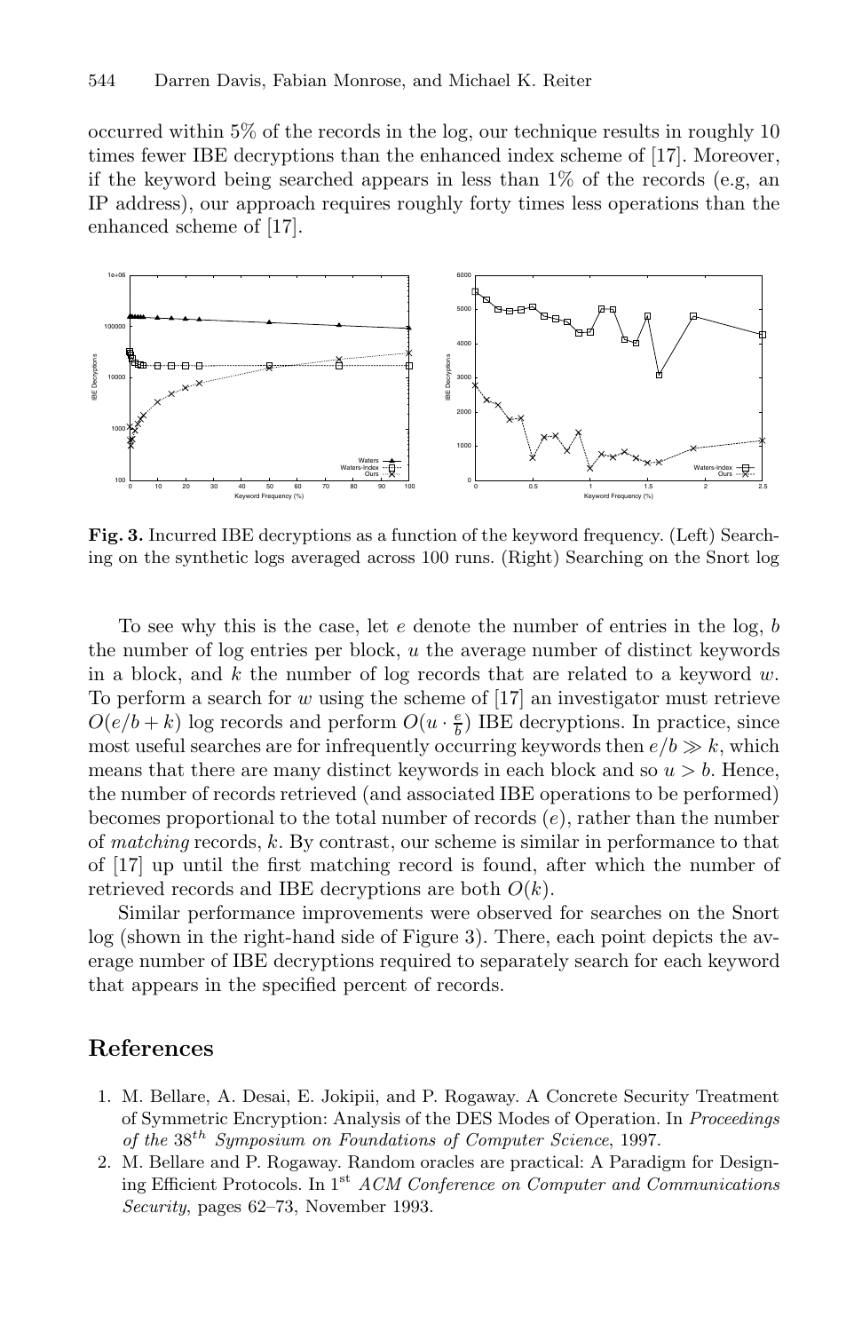occurred within 5% of the records in the log, our technique results in roughly 10 times fewer IBE decryptions than the enhanced index scheme of [17]. Moreover, if the keyword being searched appears in less than 1% of the records (e.g, an IP address), our approach requires roughly forty times less operations than the enhanced scheme of [17].

**Fig. 3.** Incurred IBE decryptions as a function of the keyword frequency. (Left) Searching on the synthetic logs averaged across 100 runs. (Right) Searching on the Snort log

To see why this is the case, let $e$ denote the number of entries in the log, $b$ the number of log entries per block, $u$ the average number of distinct keywords in a block, and $k$ the number of log records that are related to a keyword $w$. To perform a search for $w$ using the scheme of [17] an investigator must retrieve $O(e/b + k)$ log records and perform $O(u \cdot \frac{e}{b})$ IBE decryptions. In practice, since most useful searches are for infrequently occurring keywords then $e/b \gg k$, which means that there are many distinct keywords in each block and so $u > b$. Hence, the number of records retrieved (and associated IBE operations to be performed) becomes proportional to the total number of records ($e$), rather than the number of *matching* records, $k$. By contrast, our scheme is similar in performance to that of [17] up until the first matching record is found, after which the number of retrieved records and IBE decryptions are both $O(k)$.

Similar performance improvements were observed for searches on the Snort log (shown in the right-hand side of Figure 3). There, each point depicts the average number of IBE decryptions required to separately search for each keyword that appears in the specified percent of records.

## References

1. M. Bellare, A. Desai, E. Jokipii, and P. Rogaway. A Concrete Security Treatment of Symmetric Encryption: Analysis of the DES Modes of Operation. In *Proceedings of the 38$^{th}$ Symposium on Foundations of Computer Science*, 1997.
2. M. Bellare and P. Rogaway. Random oracles are practical: A Paradigm for Designing Efficient Protocols. In 1$^{st}$ *ACM Conference on Computer and Communications Security*, pages 62–73, November 1993.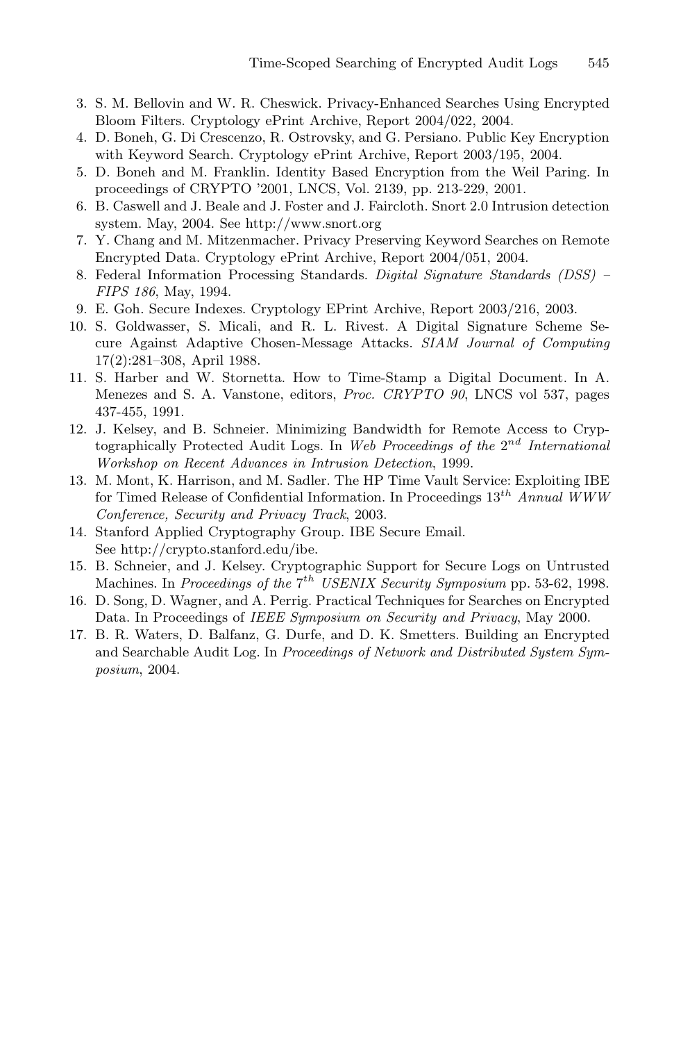3. S. M. Bellovin and W. R. Cheswick. Privacy-Enhanced Searches Using Encrypted Bloom Filters. Cryptology ePrint Archive, Report 2004/022, 2004.
4. D. Boneh, G. Di Crescenzo, R. Ostrovsky, and G. Persiano. Public Key Encryption with Keyword Search. Cryptology ePrint Archive, Report 2003/195, 2004.
5. D. Boneh and M. Franklin. Identity Based Encryption from the Weil Paring. In proceedings of CRYPTO '2001, LNCS, Vol. 2139, pp. 213-229, 2001.
6. B. Caswell and J. Beale and J. Foster and J. Faircloth. Snort 2.0 Intrusion detection system. May, 2004. See http://www.snort.org
7. Y. Chang and M. Mitzenmacher. Privacy Preserving Keyword Searches on Remote Encrypted Data. Cryptology ePrint Archive, Report 2004/051, 2004.
8. Federal Information Processing Standards. *Digital Signature Standards (DSS) – FIPS 186*, May, 1994.
9. E. Goh. Secure Indexes. Cryptology EPrint Archive, Report 2003/216, 2003.
10. S. Goldwasser, S. Micali, and R. L. Rivest. A Digital Signature Scheme Secure Against Adaptive Chosen-Message Attacks. *SIAM Journal of Computing* 17(2):281–308, April 1988.
11. S. Harber and W. Stornetta. How to Time-Stamp a Digital Document. In A. Menezes and S. A. Vanstone, editors, *Proc. CRYPTO 90*, LNCS vol 537, pages 437-455, 1991.
12. J. Kelsey, and B. Schneier. Minimizing Bandwidth for Remote Access to Cryptographically Protected Audit Logs. In *Web Proceedings of the 2nd International Workshop on Recent Advances in Intrusion Detection*, 1999.
13. M. Mont, K. Harrison, and M. Sadler. The HP Time Vault Service: Exploiting IBE for Timed Release of Confidential Information. In Proceedings 13th *Annual WWW Conference, Security and Privacy Track*, 2003.
14. Stanford Applied Cryptography Group. IBE Secure Email. See http://crypto.stanford.edu/ibe.
15. B. Schneier, and J. Kelsey. Cryptographic Support for Secure Logs on Untrusted Machines. In *Proceedings of the 7th USENIX Security Symposium* pp. 53-62, 1998.
16. D. Song, D. Wagner, and A. Perrig. Practical Techniques for Searches on Encrypted Data. In Proceedings of *IEEE Symposium on Security and Privacy*, May 2000.
17. B. R. Waters, D. Balfanz, G. Durfe, and D. K. Smetters. Building an Encrypted and Searchable Audit Log. In *Proceedings of Network and Distributed System Symposium*, 2004.